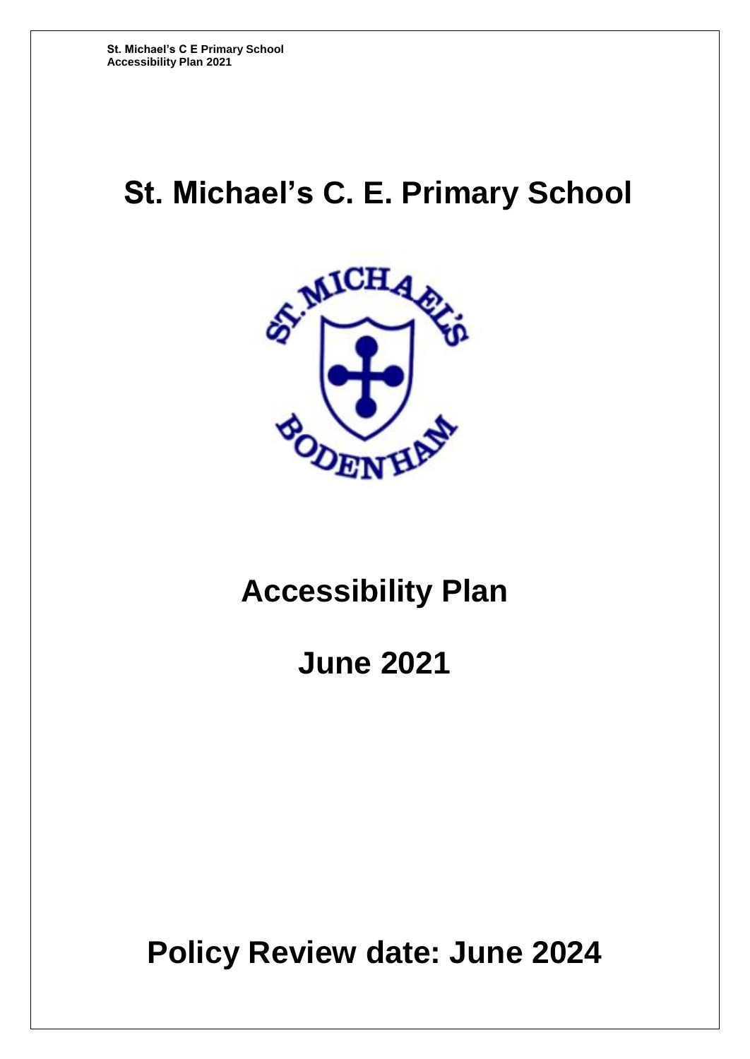# St. Michael's C. E. Primary School

# Accessibility Plan

## June 2021

## Policy Review date: June 2024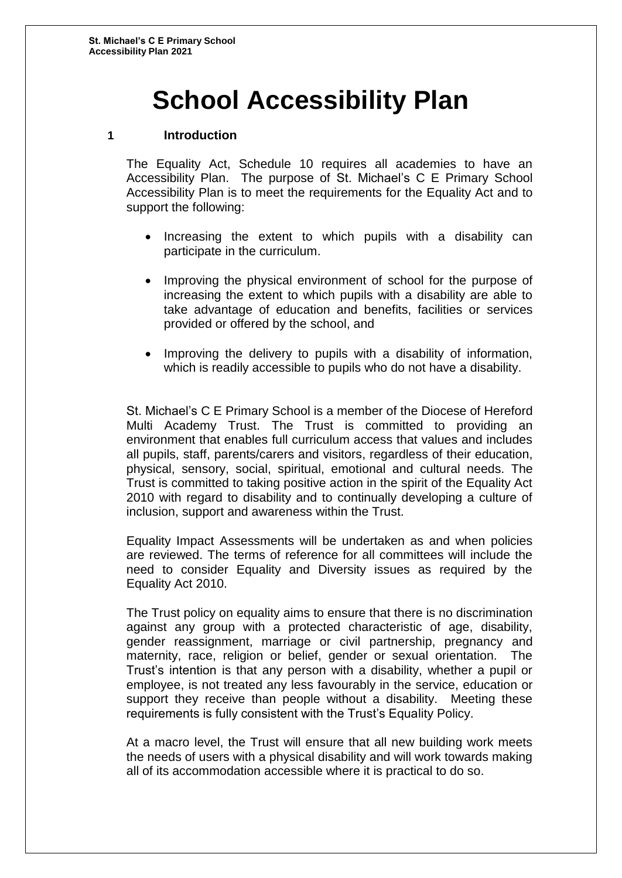# School Accessibility Plan

## 1 Introduction

The Equality Act, Schedule 10 requires all academies to have an Accessibility Plan. The purpose of St. Michael's C E Primary School Accessibility Plan is to meet the requirements for the Equality Act and to support the following:

- Increasing the extent to which pupils with a disability can participate in the curriculum.
- Improving the physical environment of school for the purpose of increasing the extent to which pupils with a disability are able to take advantage of education and benefits, facilities or services provided or offered by the school, and
- Improving the delivery to pupils with a disability of information, which is readily accessible to pupils who do not have a disability.

St. Michael's C E Primary School is a member of the Diocese of Hereford Multi Academy Trust. The Trust is committed to providing an environment that enables full curriculum access that values and includes all pupils, staff, parents/carers and visitors, regardless of their education, physical, sensory, social, spiritual, emotional and cultural needs. The Trust is committed to taking positive action in the spirit of the Equality Act 2010 with regard to disability and to continually developing a culture of inclusion, support and awareness within the Trust.

Equality Impact Assessments will be undertaken as and when policies are reviewed. The terms of reference for all committees will include the need to consider Equality and Diversity issues as required by the Equality Act 2010.

The Trust policy on equality aims to ensure that there is no discrimination against any group with a protected characteristic of age, disability, gender reassignment, marriage or civil partnership, pregnancy and maternity, race, religion or belief, gender or sexual orientation. The Trust's intention is that any person with a disability, whether a pupil or employee, is not treated any less favourably in the service, education or support they receive than people without a disability. Meeting these requirements is fully consistent with the Trust's Equality Policy.

At a macro level, the Trust will ensure that all new building work meets the needs of users with a physical disability and will work towards making all of its accommodation accessible where it is practical to do so.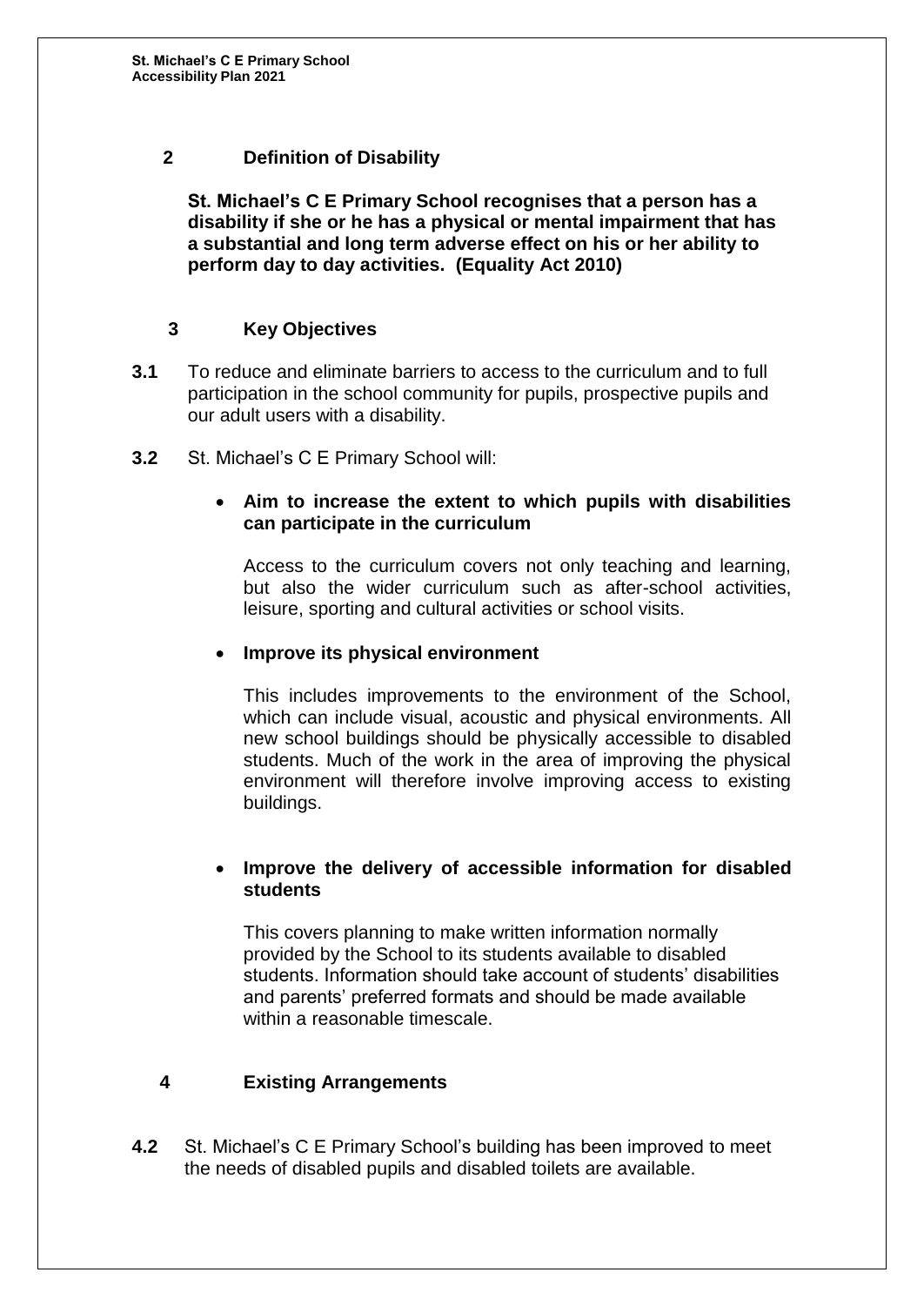## 2 Definition of Disability

**St. Michael's C E Primary School recognises that a person has a disability if she or he has a physical or mental impairment that has a substantial and long term adverse effect on his or her ability to perform day to day activities. (Equality Act 2010)**

## 3 Key Objectives

**3.1** To reduce and eliminate barriers to access to the curriculum and to full participation in the school community for pupils, prospective pupils and our adult users with a disability.

**3.2** St. Michael's C E Primary School will:

- **Aim to increase the extent to which pupils with disabilities can participate in the curriculum**

  Access to the curriculum covers not only teaching and learning, but also the wider curriculum such as after-school activities, leisure, sporting and cultural activities or school visits.

- **Improve its physical environment**

  This includes improvements to the environment of the School, which can include visual, acoustic and physical environments. All new school buildings should be physically accessible to disabled students. Much of the work in the area of improving the physical environment will therefore involve improving access to existing buildings.

- **Improve the delivery of accessible information for disabled students**

  This covers planning to make written information normally provided by the School to its students available to disabled students. Information should take account of students' disabilities and parents' preferred formats and should be made available within a reasonable timescale.

## 4 Existing Arrangements

**4.2** St. Michael's C E Primary School's building has been improved to meet the needs of disabled pupils and disabled toilets are available.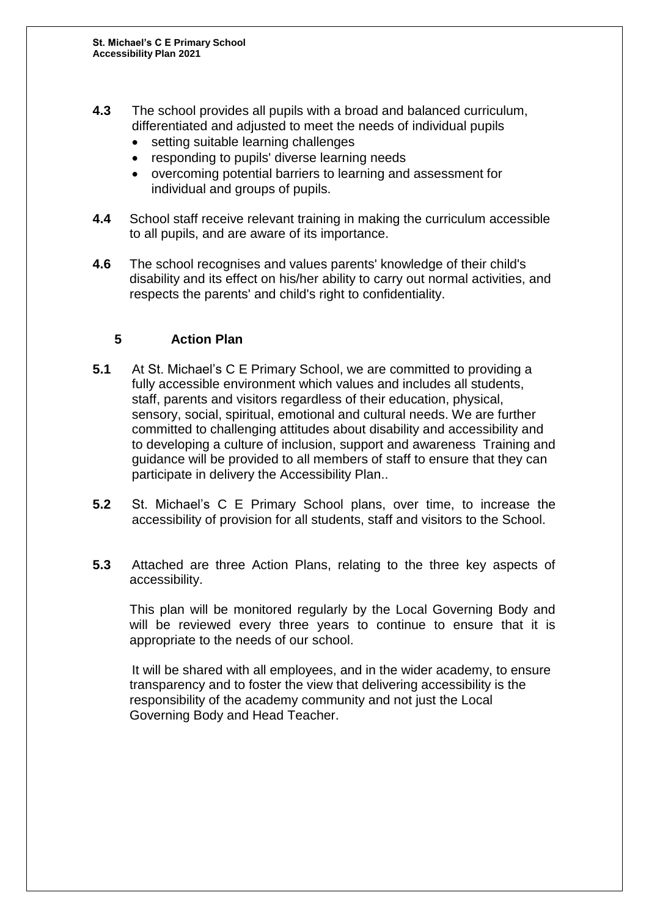**4.3** The school provides all pupils with a broad and balanced curriculum, differentiated and adjusted to meet the needs of individual pupils

- setting suitable learning challenges
- responding to pupils' diverse learning needs
- overcoming potential barriers to learning and assessment for individual and groups of pupils.

**4.4** School staff receive relevant training in making the curriculum accessible to all pupils, and are aware of its importance.

**4.6** The school recognises and values parents' knowledge of their child's disability and its effect on his/her ability to carry out normal activities, and respects the parents' and child's right to confidentiality.

## 5 Action Plan

**5.1** At St. Michael's C E Primary School, we are committed to providing a fully accessible environment which values and includes all students, staff, parents and visitors regardless of their education, physical, sensory, social, spiritual, emotional and cultural needs. We are further committed to challenging attitudes about disability and accessibility and to developing a culture of inclusion, support and awareness Training and guidance will be provided to all members of staff to ensure that they can participate in delivery the Accessibility Plan..

**5.2** St. Michael's C E Primary School plans, over time, to increase the accessibility of provision for all students, staff and visitors to the School.

**5.3** Attached are three Action Plans, relating to the three key aspects of accessibility.

This plan will be monitored regularly by the Local Governing Body and will be reviewed every three years to continue to ensure that it is appropriate to the needs of our school.

It will be shared with all employees, and in the wider academy, to ensure transparency and to foster the view that delivering accessibility is the responsibility of the academy community and not just the Local Governing Body and Head Teacher.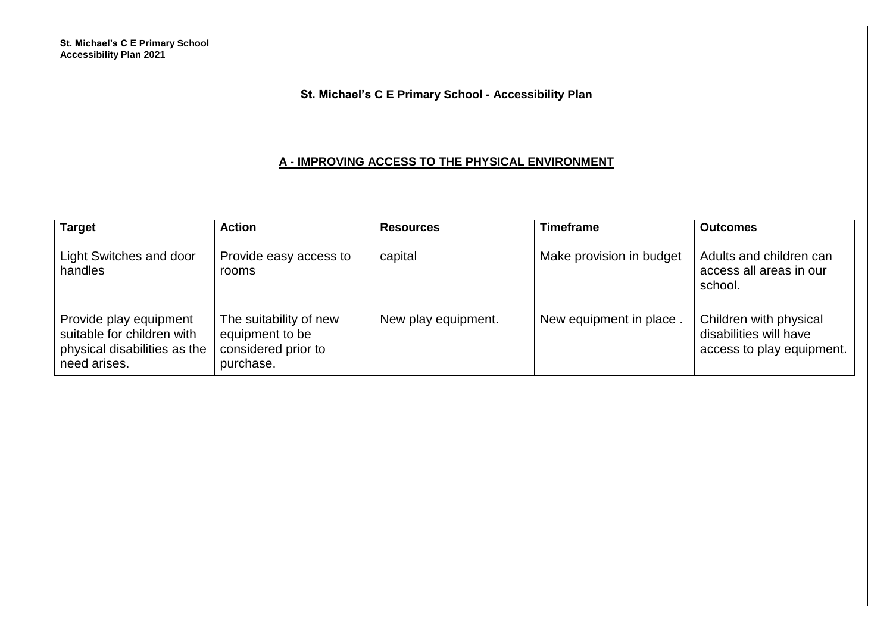# St. Michael's C E Primary School - Accessibility Plan

## A - IMPROVING ACCESS TO THE PHYSICAL ENVIRONMENT

| Target | Action | Resources | Timeframe | Outcomes |
|---|---|---|---|---|
| Light Switches and door handles | Provide easy access to rooms | capital | Make provision in budget | Adults and children can access all areas in our school. |
| Provide play equipment suitable for children with physical disabilities as the need arises. | The suitability of new equipment to be considered prior to purchase. | New play equipment. | New equipment in place . | Children with physical disabilities will have access to play equipment. |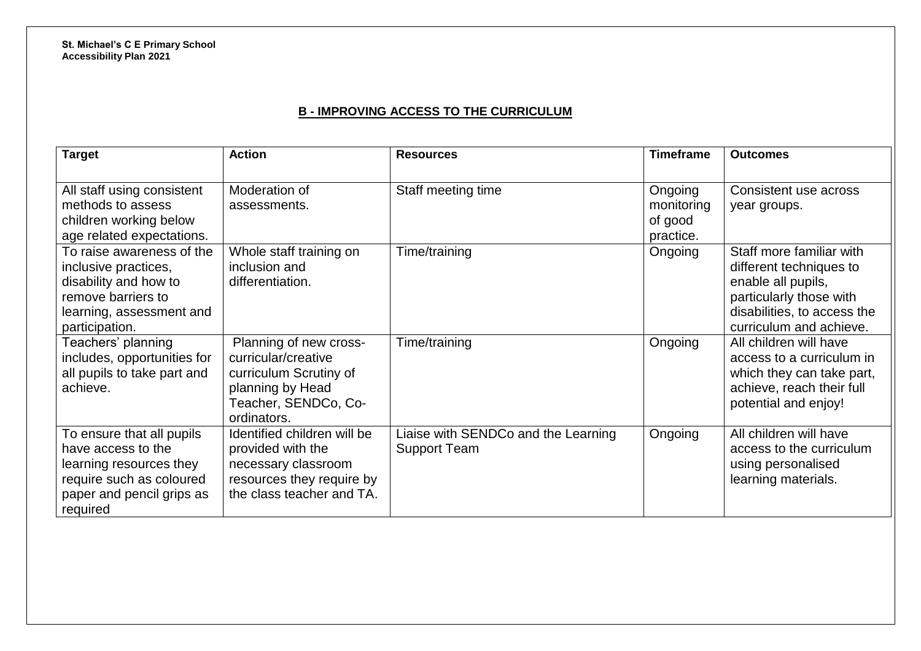## B - IMPROVING ACCESS TO THE CURRICULUM

| Target | Action | Resources | Timeframe | Outcomes |
| --- | --- | --- | --- | --- |
| All staff using consistent methods to assess children working below age related expectations. | Moderation of assessments. | Staff meeting time | Ongoing monitoring of good practice. | Consistent use across year groups. |
| To raise awareness of the inclusive practices, disability and how to remove barriers to learning, assessment and participation. | Whole staff training on inclusion and differentiation. | Time/training | Ongoing | Staff more familiar with different techniques to enable all pupils, particularly those with disabilities, to access the curriculum and achieve. |
| Teachers' planning includes, opportunities for all pupils to take part and achieve. | Planning of new cross-curricular/creative curriculum Scrutiny of planning by Head Teacher, SENDCo, Co-ordinators. | Time/training | Ongoing | All children will have access to a curriculum in which they can take part, achieve, reach their full potential and enjoy! |
| To ensure that all pupils have access to the learning resources they require such as coloured paper and pencil grips as required | Identified children will be provided with the necessary classroom resources they require by the class teacher and TA. | Liaise with SENDCo and the Learning Support Team | Ongoing | All children will have access to the curriculum using personalised learning materials. |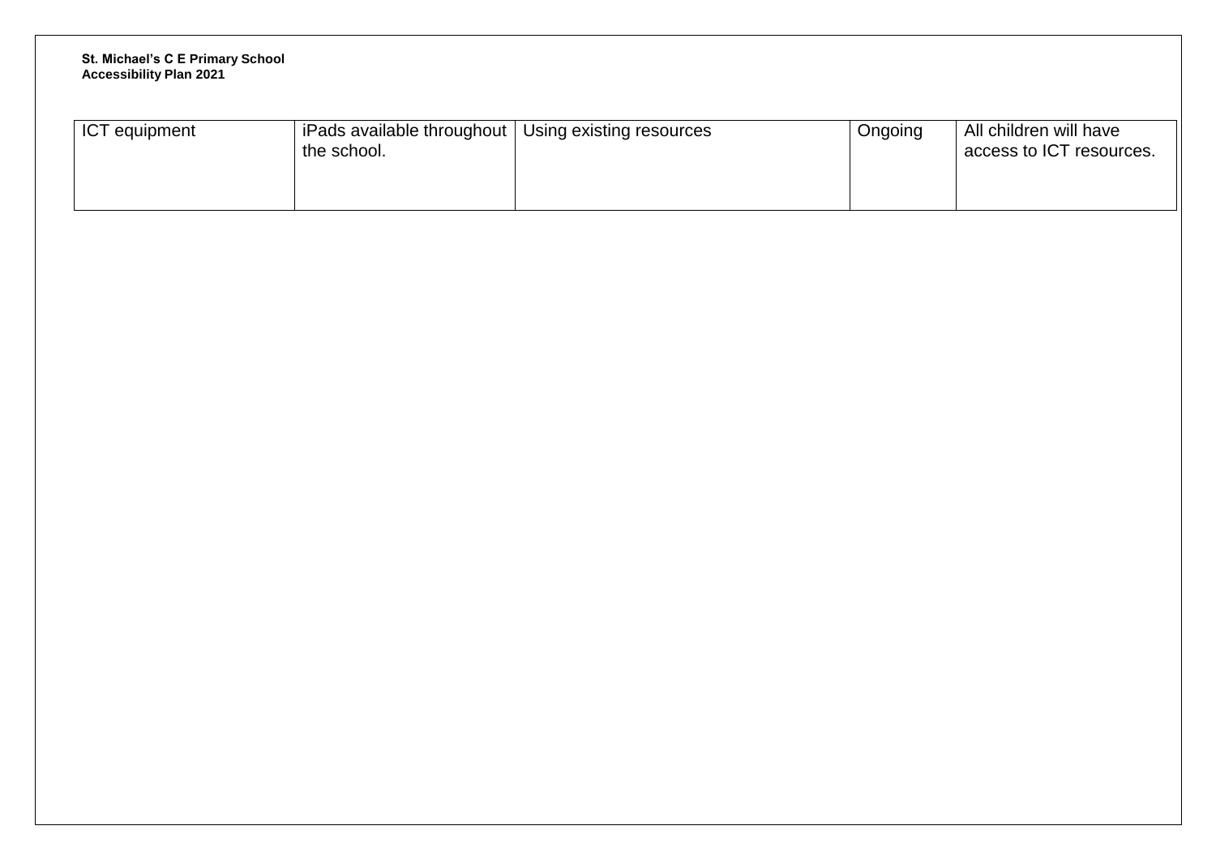| | | | | |
|---|---|---|---|---|
| ICT equipment | iPads available throughout the school. | Using existing resources | Ongoing | All children will have access to ICT resources. |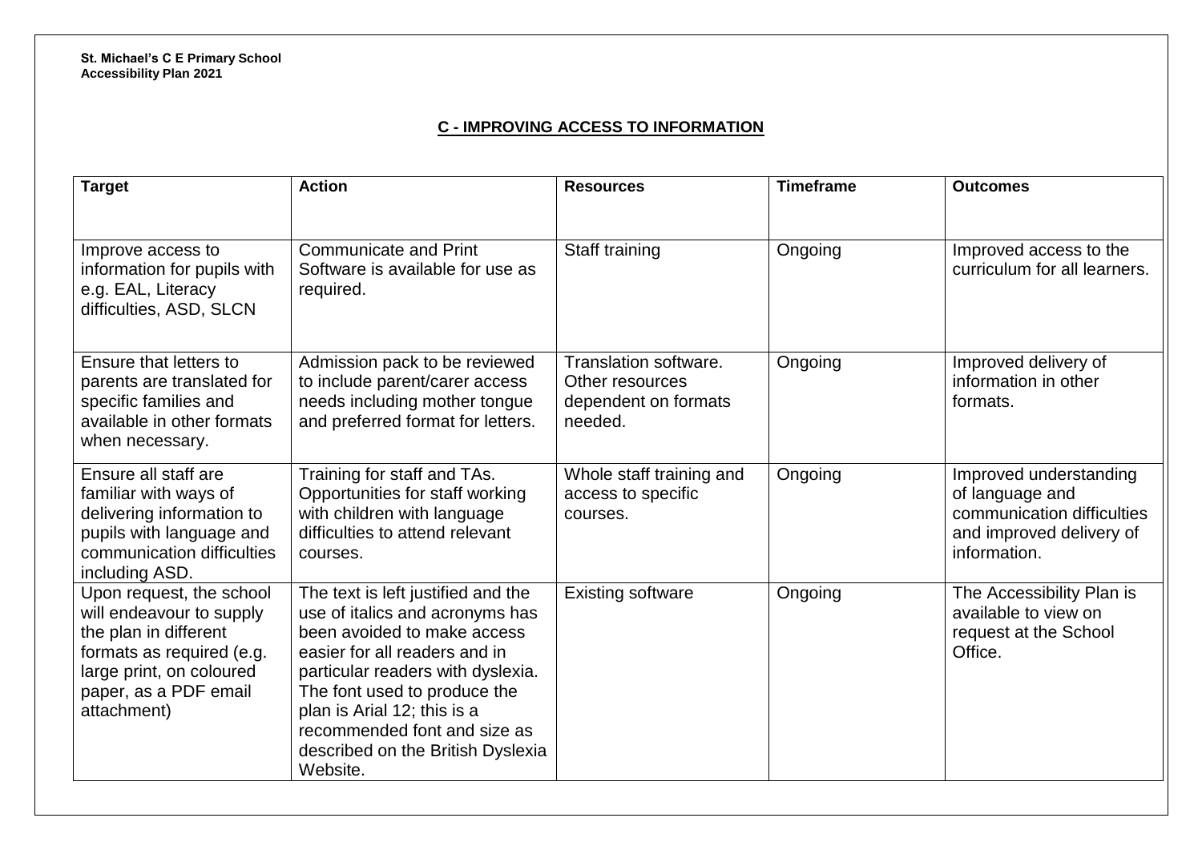**St. Michael's C E Primary School**
**Accessibility Plan 2021**

## C - IMPROVING ACCESS TO INFORMATION

| Target | Action | Resources | Timeframe | Outcomes |
|---|---|---|---|---|
| Improve access to information for pupils with e.g. EAL, Literacy difficulties, ASD, SLCN | Communicate and Print Software is available for use as required. | Staff training | Ongoing | Improved access to the curriculum for all learners. |
| Ensure that letters to parents are translated for specific families and available in other formats when necessary. | Admission pack to be reviewed to include parent/carer access needs including mother tongue and preferred format for letters. | Translation software. Other resources dependent on formats needed. | Ongoing | Improved delivery of information in other formats. |
| Ensure all staff are familiar with ways of delivering information to pupils with language and communication difficulties including ASD. | Training for staff and TAs. Opportunities for staff working with children with language difficulties to attend relevant courses. | Whole staff training and access to specific courses. | Ongoing | Improved understanding of language and communication difficulties and improved delivery of information. |
| Upon request, the school will endeavour to supply the plan in different formats as required (e.g. large print, on coloured paper, as a PDF email attachment) | The text is left justified and the use of italics and acronyms has been avoided to make access easier for all readers and in particular readers with dyslexia. The font used to produce the plan is Arial 12; this is a recommended font and size as described on the British Dyslexia Website. | Existing software | Ongoing | The Accessibility Plan is available to view on request at the School Office. |